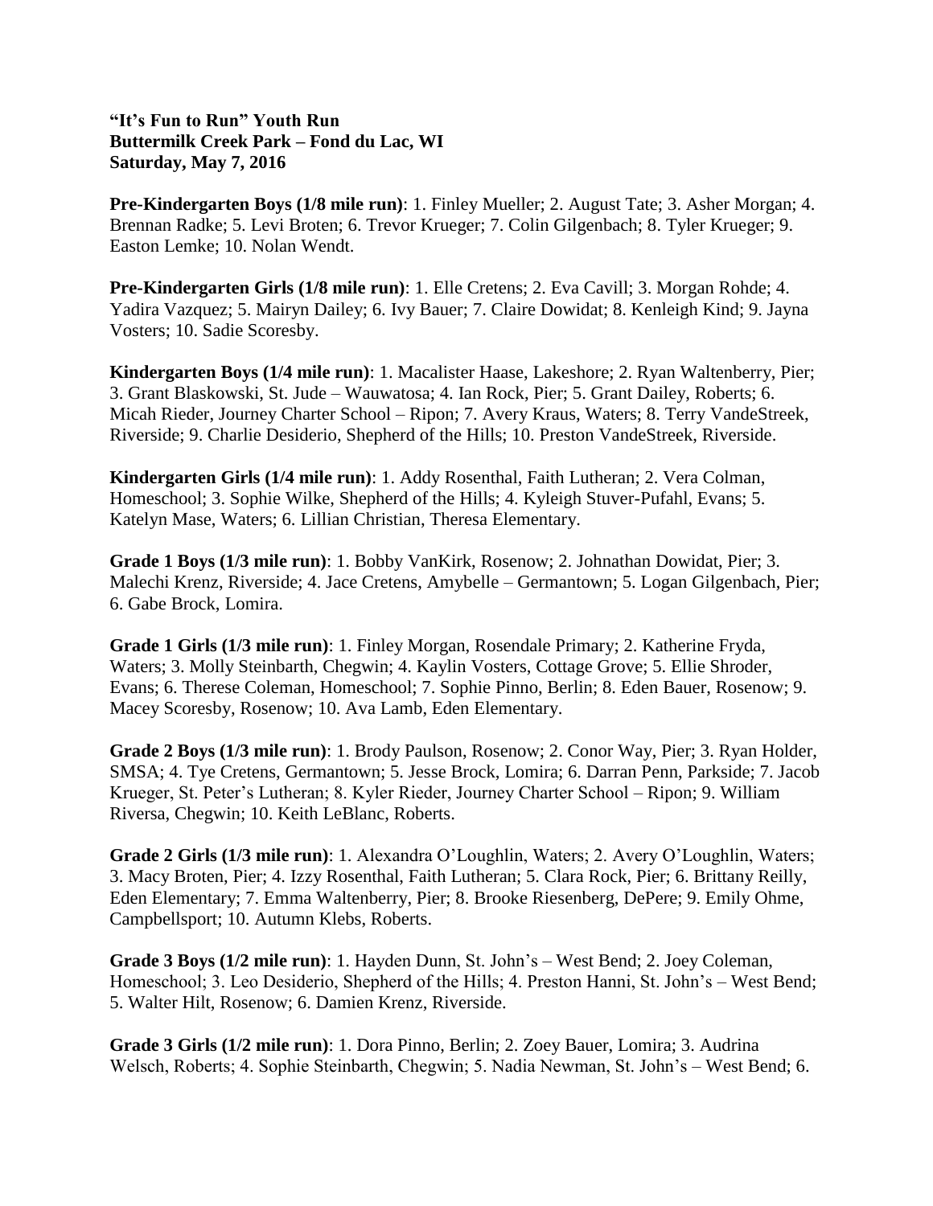**"It's Fun to Run" Youth Run**
**Buttermilk Creek Park – Fond du Lac, WI**
**Saturday, May 7, 2016**

**Pre-Kindergarten Boys (1/8 mile run)**: 1. Finley Mueller; 2. August Tate; 3. Asher Morgan; 4. Brennan Radke; 5. Levi Broten; 6. Trevor Krueger; 7. Colin Gilgenbach; 8. Tyler Krueger; 9. Easton Lemke; 10. Nolan Wendt.

**Pre-Kindergarten Girls (1/8 mile run)**: 1. Elle Cretens; 2. Eva Cavill; 3. Morgan Rohde; 4. Yadira Vazquez; 5. Mairyn Dailey; 6. Ivy Bauer; 7. Claire Dowidat; 8. Kenleigh Kind; 9. Jayna Vosters; 10. Sadie Scoresby.

**Kindergarten Boys (1/4 mile run)**: 1. Macalister Haase, Lakeshore; 2. Ryan Waltenberry, Pier; 3. Grant Blaskowski, St. Jude – Wauwatosa; 4. Ian Rock, Pier; 5. Grant Dailey, Roberts; 6. Micah Rieder, Journey Charter School – Ripon; 7. Avery Kraus, Waters; 8. Terry VandeStreek, Riverside; 9. Charlie Desiderio, Shepherd of the Hills; 10. Preston VandeStreek, Riverside.

**Kindergarten Girls (1/4 mile run)**: 1. Addy Rosenthal, Faith Lutheran; 2. Vera Colman, Homeschool; 3. Sophie Wilke, Shepherd of the Hills; 4. Kyleigh Stuver-Pufahl, Evans; 5. Katelyn Mase, Waters; 6. Lillian Christian, Theresa Elementary.

**Grade 1 Boys (1/3 mile run)**: 1. Bobby VanKirk, Rosenow; 2. Johnathan Dowidat, Pier; 3. Malechi Krenz, Riverside; 4. Jace Cretens, Amybelle – Germantown; 5. Logan Gilgenbach, Pier; 6. Gabe Brock, Lomira.

**Grade 1 Girls (1/3 mile run)**: 1. Finley Morgan, Rosendale Primary; 2. Katherine Fryda, Waters; 3. Molly Steinbarth, Chegwin; 4. Kaylin Vosters, Cottage Grove; 5. Ellie Shroder, Evans; 6. Therese Coleman, Homeschool; 7. Sophie Pinno, Berlin; 8. Eden Bauer, Rosenow; 9. Macey Scoresby, Rosenow; 10. Ava Lamb, Eden Elementary.

**Grade 2 Boys (1/3 mile run)**: 1. Brody Paulson, Rosenow; 2. Conor Way, Pier; 3. Ryan Holder, SMSA; 4. Tye Cretens, Germantown; 5. Jesse Brock, Lomira; 6. Darran Penn, Parkside; 7. Jacob Krueger, St. Peter's Lutheran; 8. Kyler Rieder, Journey Charter School – Ripon; 9. William Riversa, Chegwin; 10. Keith LeBlanc, Roberts.

**Grade 2 Girls (1/3 mile run)**: 1. Alexandra O'Loughlin, Waters; 2. Avery O'Loughlin, Waters; 3. Macy Broten, Pier; 4. Izzy Rosenthal, Faith Lutheran; 5. Clara Rock, Pier; 6. Brittany Reilly, Eden Elementary; 7. Emma Waltenberry, Pier; 8. Brooke Riesenberg, DePere; 9. Emily Ohme, Campbellsport; 10. Autumn Klebs, Roberts.

**Grade 3 Boys (1/2 mile run)**: 1. Hayden Dunn, St. John's – West Bend; 2. Joey Coleman, Homeschool; 3. Leo Desiderio, Shepherd of the Hills; 4. Preston Hanni, St. John's – West Bend; 5. Walter Hilt, Rosenow; 6. Damien Krenz, Riverside.

**Grade 3 Girls (1/2 mile run)**: 1. Dora Pinno, Berlin; 2. Zoey Bauer, Lomira; 3. Audrina Welsch, Roberts; 4. Sophie Steinbarth, Chegwin; 5. Nadia Newman, St. John's – West Bend; 6.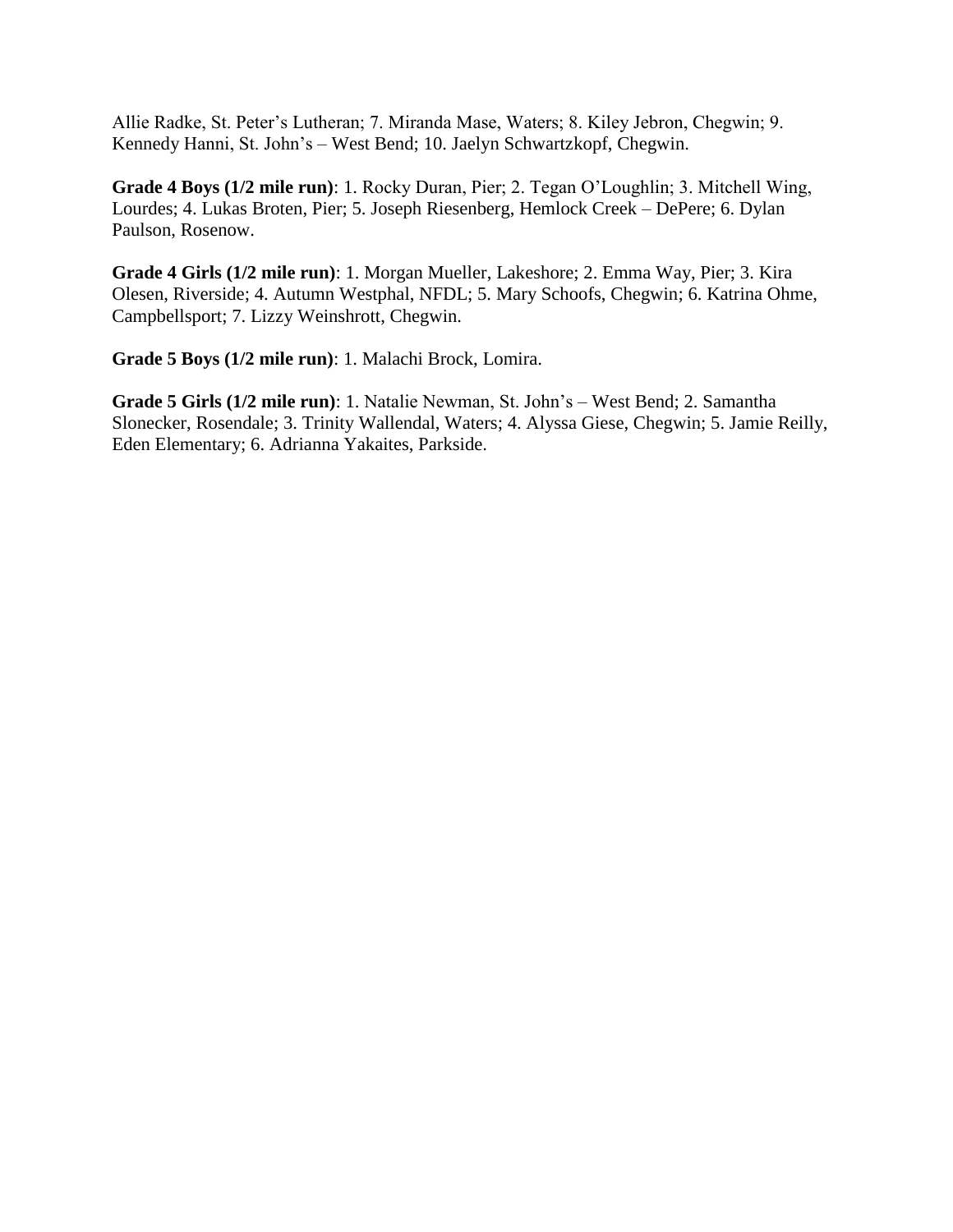Allie Radke, St. Peter's Lutheran; 7. Miranda Mase, Waters; 8. Kiley Jebron, Chegwin; 9. Kennedy Hanni, St. John's – West Bend; 10. Jaelyn Schwartzkopf, Chegwin.

**Grade 4 Boys (1/2 mile run)**: 1. Rocky Duran, Pier; 2. Tegan O'Loughlin; 3. Mitchell Wing, Lourdes; 4. Lukas Broten, Pier; 5. Joseph Riesenberg, Hemlock Creek – DePere; 6. Dylan Paulson, Rosenow.

**Grade 4 Girls (1/2 mile run)**: 1. Morgan Mueller, Lakeshore; 2. Emma Way, Pier; 3. Kira Olesen, Riverside; 4. Autumn Westphal, NFDL; 5. Mary Schoofs, Chegwin; 6. Katrina Ohme, Campbellsport; 7. Lizzy Weinshrott, Chegwin.

**Grade 5 Boys (1/2 mile run)**: 1. Malachi Brock, Lomira.

**Grade 5 Girls (1/2 mile run)**: 1. Natalie Newman, St. John's – West Bend; 2. Samantha Slonecker, Rosendale; 3. Trinity Wallendal, Waters; 4. Alyssa Giese, Chegwin; 5. Jamie Reilly, Eden Elementary; 6. Adrianna Yakaites, Parkside.